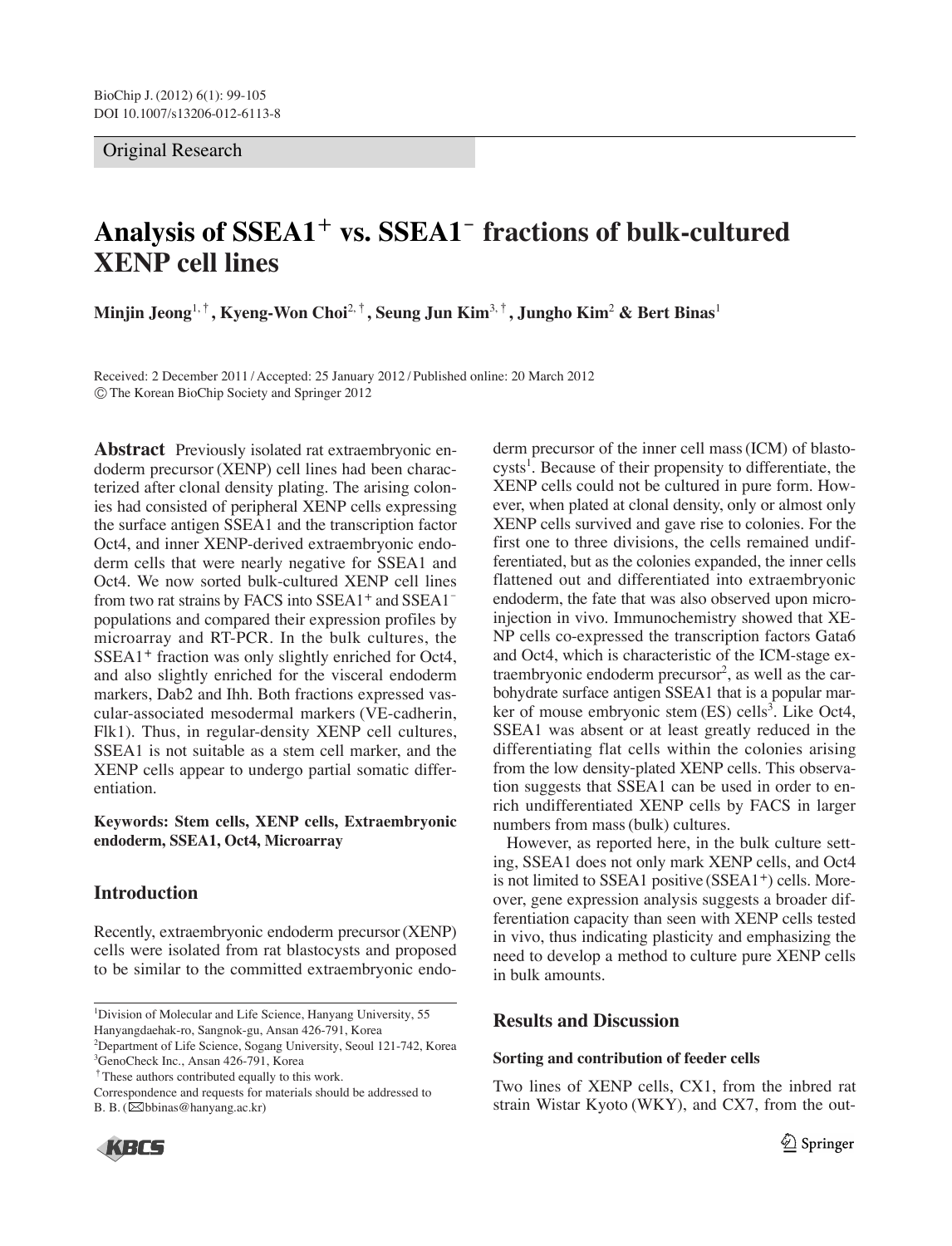Original Research

# Analysis of SSEA1$^+$ vs. SSEA1$^-$ fractions of bulk-cultured XENP cell lines

**Minjin Jeong**[1,†], **Kyeng-Won Choi**[2,†], **Seung Jun Kim**[3,†], **Jungho Kim**[2] & **Bert Binas**[1]

Received: 2 December 2011 / Accepted: 25 January 2012 / Published online: 20 March 2012
© The Korean BioChip Society and Springer 2012

**Abstract** Previously isolated rat extraembryonic endoderm precursor (XENP) cell lines had been characterized after clonal density plating. The arising colonies had consisted of peripheral XENP cells expressing the surface antigen SSEA1 and the transcription factor Oct4, and inner XENP-derived extraembryonic endoderm cells that were nearly negative for SSEA1 and Oct4. We now sorted bulk-cultured XENP cell lines from two rat strains by FACS into SSEA1$^+$ and SSEA1$^-$ populations and compared their expression profiles by microarray and RT-PCR. In the bulk cultures, the SSEA1$^+$ fraction was only slightly enriched for Oct4, and also slightly enriched for the visceral endoderm markers, Dab2 and Ihh. Both fractions expressed vascular-associated mesodermal markers (VE-cadherin, Flk1). Thus, in regular-density XENP cell cultures, SSEA1 is not suitable as a stem cell marker, and the XENP cells appear to undergo partial somatic differentiation.

**Keywords: Stem cells, XENP cells, Extraembryonic endoderm, SSEA1, Oct4, Microarray**

## Introduction

Recently, extraembryonic endoderm precursor (XENP) cells were isolated from rat blastocysts and proposed to be similar to the committed extraembryonic endoderm precursor of the inner cell mass (ICM) of blastocysts[1]. Because of their propensity to differentiate, the XENP cells could not be cultured in pure form. However, when plated at clonal density, only or almost only XENP cells survived and gave rise to colonies. For the first one to three divisions, the cells remained undifferentiated, but as the colonies expanded, the inner cells flattened out and differentiated into extraembryonic endoderm, the fate that was also observed upon microinjection in vivo. Immunochemistry showed that XENP cells co-expressed the transcription factors Gata6 and Oct4, which is characteristic of the ICM-stage extraembryonic endoderm precursor[2], as well as the carbohydrate surface antigen SSEA1 that is a popular marker of mouse embryonic stem (ES) cells[3]. Like Oct4, SSEA1 was absent or at least greatly reduced in the differentiating flat cells within the colonies arising from the low density-plated XENP cells. This observation suggests that SSEA1 can be used in order to enrich undifferentiated XENP cells by FACS in larger numbers from mass (bulk) cultures.

However, as reported here, in the bulk culture setting, SSEA1 does not only mark XENP cells, and Oct4 is not limited to SSEA1 positive (SSEA1$^+$) cells. Moreover, gene expression analysis suggests a broader differentiation capacity than seen with XENP cells tested in vivo, thus indicating plasticity and emphasizing the need to develop a method to culture pure XENP cells in bulk amounts.

## Results and Discussion

### Sorting and contribution of feeder cells

Two lines of XENP cells, CX1, from the inbred rat strain Wistar Kyoto (WKY), and CX7, from the out-

[1]Division of Molecular and Life Science, Hanyang University, 55 Hanyangdaehak-ro, Sangnok-gu, Ansan 426-791, Korea
[2]Department of Life Science, Sogang University, Seoul 121-742, Korea
[3]GenoCheck Inc., Ansan 426-791, Korea
[†]These authors contributed equally to this work.
Correspondence and requests for materials should be addressed to B. B. (bbinas@hanyang.ac.kr)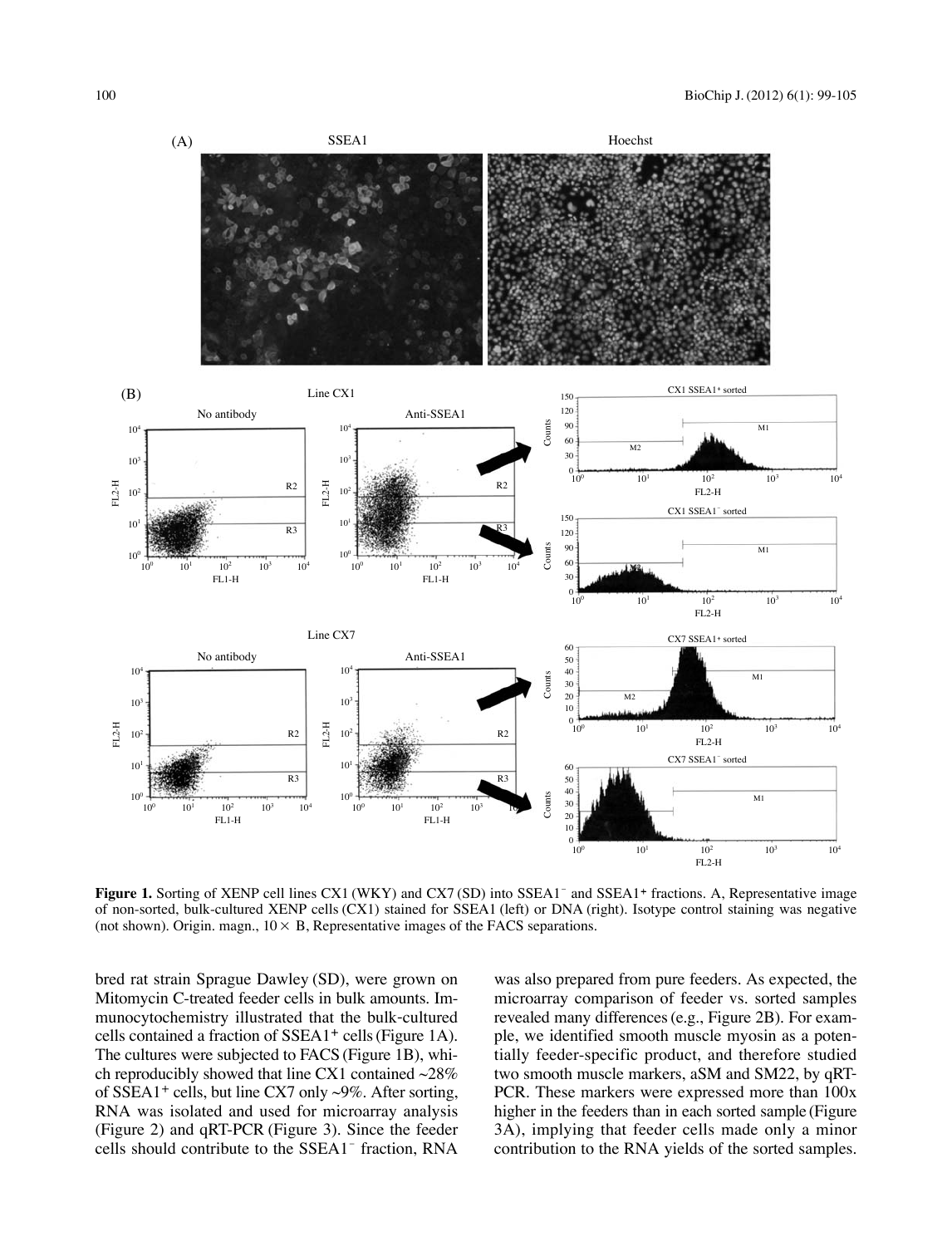**Figure 1.** Sorting of XENP cell lines CX1 (WKY) and CX7 (SD) into SSEA1$^-$ and SSEA1$^+$ fractions. A, Representative image of non-sorted, bulk-cultured XENP cells (CX1) stained for SSEA1 (left) or DNA (right). Isotype control staining was negative (not shown). Origin. magn., 10× B, Representative images of the FACS separations.

bred rat strain Sprague Dawley (SD), were grown on Mitomycin C-treated feeder cells in bulk amounts. Immunocytochemistry illustrated that the bulk-cultured cells contained a fraction of SSEA1$^+$ cells (Figure 1A). The cultures were subjected to FACS (Figure 1B), which reproducibly showed that line CX1 contained ~28% of SSEA1$^+$ cells, but line CX7 only ~9%. After sorting, RNA was isolated and used for microarray analysis (Figure 2) and qRT-PCR (Figure 3). Since the feeder cells should contribute to the SSEA1$^-$ fraction, RNA was also prepared from pure feeders. As expected, the microarray comparison of feeder vs. sorted samples revealed many differences (e.g., Figure 2B). For example, we identified smooth muscle myosin as a potentially feeder-specific product, and therefore studied two smooth muscle markers, aSM and SM22, by qRT-PCR. These markers were expressed more than 100x higher in the feeders than in each sorted sample (Figure 3A), implying that feeder cells made only a minor contribution to the RNA yields of the sorted samples.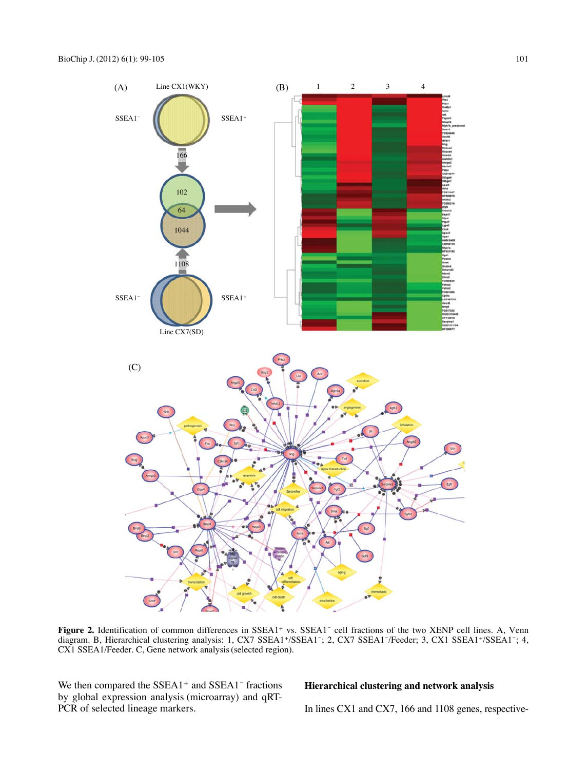**Figure 2.** Identification of common differences in SSEA1+ vs. SSEA1− cell fractions of the two XENP cell lines. A, Venn diagram. B, Hierarchical clustering analysis: 1, CX7 SSEA1+/SSEA1−; 2, CX7 SSEA1−/Feeder; 3, CX1 SSEA1+/SSEA1−; 4, CX1 SSEA1/Feeder. C, Gene network analysis (selected region).

We then compared the SSEA1+ and SSEA1− fractions by global expression analysis (microarray) and qRT-PCR of selected lineage markers.

### Hierarchical clustering and network analysis

In lines CX1 and CX7, 166 and 1108 genes, respective-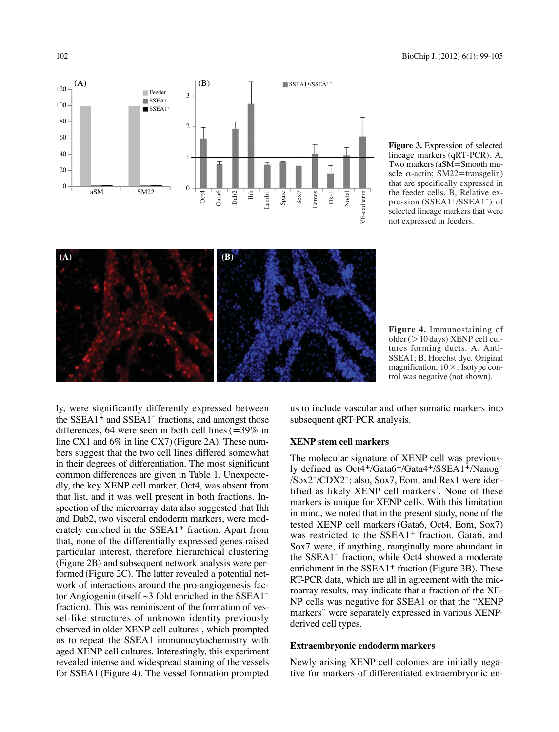**Figure 3.** Expression of selected lineage markers (qRT-PCR). A, Two markers (aSM=Smooth muscle α-actin; SM22=transgelin) that are specifically expressed in the feeder cells. B, Relative expression ($SSEA1^+/SSEA1^-$) of selected lineage markers that were not expressed in feeders.

**Figure 4.** Immunostaining of older (>10 days) XENP cell cultures forming ducts. A, Anti-SSEA1; B, Hoechst dye. Original magnification, 10×. Isotype control was negative (not shown).

ly, were significantly differently expressed between the $SSEA1^+$ and $SSEA1^-$ fractions, and amongst those differences, 64 were seen in both cell lines (=39% in line CX1 and 6% in line CX7) (Figure 2A). These numbers suggest that the two cell lines differed somewhat in their degrees of differentiation. The most significant common differences are given in Table 1. Unexpectedly, the key XENP cell marker, Oct4, was absent from that list, and it was well present in both fractions. Inspection of the microarray data also suggested that Ihh and Dab2, two visceral endoderm markers, were moderately enriched in the $SSEA1^+$ fraction. Apart from that, none of the differentially expressed genes raised particular interest, therefore hierarchical clustering (Figure 2B) and subsequent network analysis were performed (Figure 2C). The latter revealed a potential network of interactions around the pro-angiogenesis factor Angiogenin (itself ~3 fold enriched in the $SSEA1^-$ fraction). This was reminiscent of the formation of vessel-like structures of unknown identity previously observed in older XENP cell cultures[1], which prompted us to repeat the SSEA1 immunocytochemistry with aged XENP cell cultures. Interestingly, this experiment revealed intense and widespread staining of the vessels for SSEA1 (Figure 4). The vessel formation prompted us to include vascular and other somatic markers into subsequent qRT-PCR analysis.

### XENP stem cell markers

The molecular signature of XENP cell was previously defined as $Oct4^+/Gata6^+/Gata4^+/SSEA1^+/Nanog^-/Sox2^-/CDX2^-$; also, Sox7, Eom, and Rex1 were identified as likely XENP cell markers[1]. None of these markers is unique for XENP cells. With this limitation in mind, we noted that in the present study, none of the tested XENP cell markers (Gata6, Oct4, Eom, Sox7) was restricted to the $SSEA1^+$ fraction. Gata6, and Sox7 were, if anything, marginally more abundant in the $SSEA1^-$ fraction, while Oct4 showed a moderate enrichment in the $SSEA1^+$ fraction (Figure 3B). These RT-PCR data, which are all in agreement with the microarray results, may indicate that a fraction of the XENP cells was negative for SSEA1 or that the "XENP markers" were separately expressed in various XENP-derived cell types.

### Extraembryonic endoderm markers

Newly arising XENP cell colonies are initially negative for markers of differentiated extraembryonic en-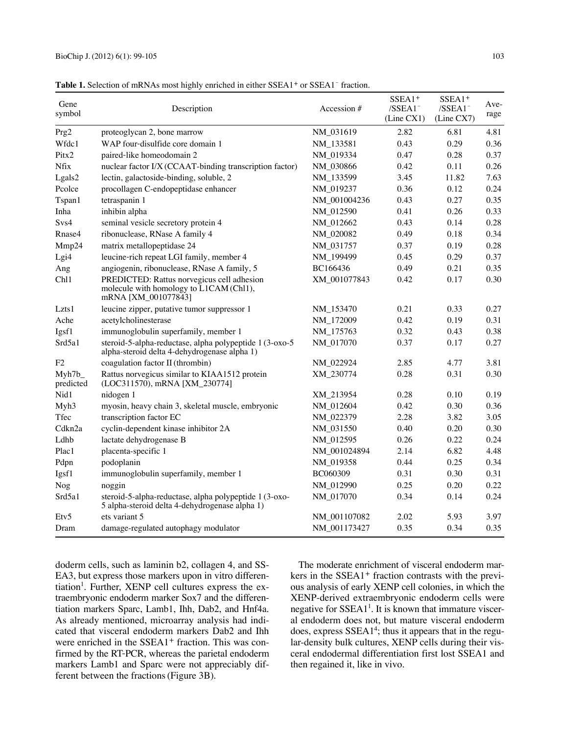**Table 1.** Selection of mRNAs most highly enriched in either SSEA1$^+$ or SSEA1$^-$ fraction.

| Gene symbol | Description | Accession # | SSEA1$^+$ /SSEA1$^-$ (Line CX1) | SSEA1$^+$ /SSEA1$^-$ (Line CX7) | Average |
|---|---|---|---|---|---|
| Prg2 | proteoglycan 2, bone marrow | NM_031619 | 2.82 | 6.81 | 4.81 |
| Wfdc1 | WAP four-disulfide core domain 1 | NM_133581 | 0.43 | 0.29 | 0.36 |
| Pitx2 | paired-like homeodomain 2 | NM_019334 | 0.47 | 0.28 | 0.37 |
| Nfix | nuclear factor I/X (CCAAT-binding transcription factor) | NM_030866 | 0.42 | 0.11 | 0.26 |
| Lgals2 | lectin, galactoside-binding, soluble, 2 | NM_133599 | 3.45 | 11.82 | 7.63 |
| Pcolce | procollagen C-endopeptidase enhancer | NM_019237 | 0.36 | 0.12 | 0.24 |
| Tspan1 | tetraspanin 1 | NM_001004236 | 0.43 | 0.27 | 0.35 |
| Inha | inhibin alpha | NM_012590 | 0.41 | 0.26 | 0.33 |
| Svs4 | seminal vesicle secretory protein 4 | NM_012662 | 0.43 | 0.14 | 0.28 |
| Rnase4 | ribonuclease, RNase A family 4 | NM_020082 | 0.49 | 0.18 | 0.34 |
| Mmp24 | matrix metallopeptidase 24 | NM_031757 | 0.37 | 0.19 | 0.28 |
| Lgi4 | leucine-rich repeat LGI family, member 4 | NM_199499 | 0.45 | 0.29 | 0.37 |
| Ang | angiogenin, ribonuclease, RNase A family, 5 | BC166436 | 0.49 | 0.21 | 0.35 |
| Chl1 | PREDICTED: Rattus norvegicus cell adhesion molecule with homology to L1CAM (Chl1), mRNA [XM_001077843] | XM_001077843 | 0.42 | 0.17 | 0.30 |
| Lzts1 | leucine zipper, putative tumor suppressor 1 | NM_153470 | 0.21 | 0.33 | 0.27 |
| Ache | acetylcholinesterase | NM_172009 | 0.42 | 0.19 | 0.31 |
| Igsf1 | immunoglobulin superfamily, member 1 | NM_175763 | 0.32 | 0.43 | 0.38 |
| Srd5a1 | steroid-5-alpha-reductase, alpha polypeptide 1 (3-oxo-5 alpha-steroid delta 4-dehydrogenase alpha 1) | NM_017070 | 0.37 | 0.17 | 0.27 |
| F2 | coagulation factor II (thrombin) | NM_022924 | 2.85 | 4.77 | 3.81 |
| Myh7b_predicted | Rattus norvegicus similar to KIAA1512 protein (LOC311570), mRNA [XM_230774] | XM_230774 | 0.28 | 0.31 | 0.30 |
| Nid1 | nidogen 1 | XM_213954 | 0.28 | 0.10 | 0.19 |
| Myh3 | myosin, heavy chain 3, skeletal muscle, embryonic | NM_012604 | 0.42 | 0.30 | 0.36 |
| Tfec | transcription factor EC | NM_022379 | 2.28 | 3.82 | 3.05 |
| Cdkn2a | cyclin-dependent kinase inhibitor 2A | NM_031550 | 0.40 | 0.20 | 0.30 |
| Ldhb | lactate dehydrogenase B | NM_012595 | 0.26 | 0.22 | 0.24 |
| Plac1 | placenta-specific 1 | NM_001024894 | 2.14 | 6.82 | 4.48 |
| Pdpn | podoplanin | NM_019358 | 0.44 | 0.25 | 0.34 |
| Igsf1 | immunoglobulin superfamily, member 1 | BC060309 | 0.31 | 0.30 | 0.31 |
| Nog | noggin | NM_012990 | 0.25 | 0.20 | 0.22 |
| Srd5a1 | steroid-5-alpha-reductase, alpha polypeptide 1 (3-oxo-5 alpha-steroid delta 4-dehydrogenase alpha 1) | NM_017070 | 0.34 | 0.14 | 0.24 |
| Etv5 | ets variant 5 | NM_001107082 | 2.02 | 5.93 | 3.97 |
| Dram | damage-regulated autophagy modulator | NM_001173427 | 0.35 | 0.34 | 0.35 |

doderm cells, such as laminin b2, collagen 4, and SSEA3, but express those markers upon in vitro differentiation[1]. Further, XENP cell cultures express the extraembryonic endoderm marker Sox7 and the differentiation markers Sparc, Lamb1, Ihh, Dab2, and Hnf4a. As already mentioned, microarray analysis had indicated that visceral endoderm markers Dab2 and Ihh were enriched in the SSEA1$^+$ fraction. This was confirmed by the RT-PCR, whereas the parietal endoderm markers Lamb1 and Sparc were not appreciably different between the fractions (Figure 3B).

The moderate enrichment of visceral endoderm markers in the SSEA1$^+$ fraction contrasts with the previous analysis of early XENP cell colonies, in which the XENP-derived extraembryonic endoderm cells were negative for SSEA1[1]. It is known that immature visceral endoderm does not, but mature visceral endoderm does, express SSEA1[4]; thus it appears that in the regular-density bulk cultures, XENP cells during their visceral endodermal differentiation first lost SSEA1 and then regained it, like in vivo.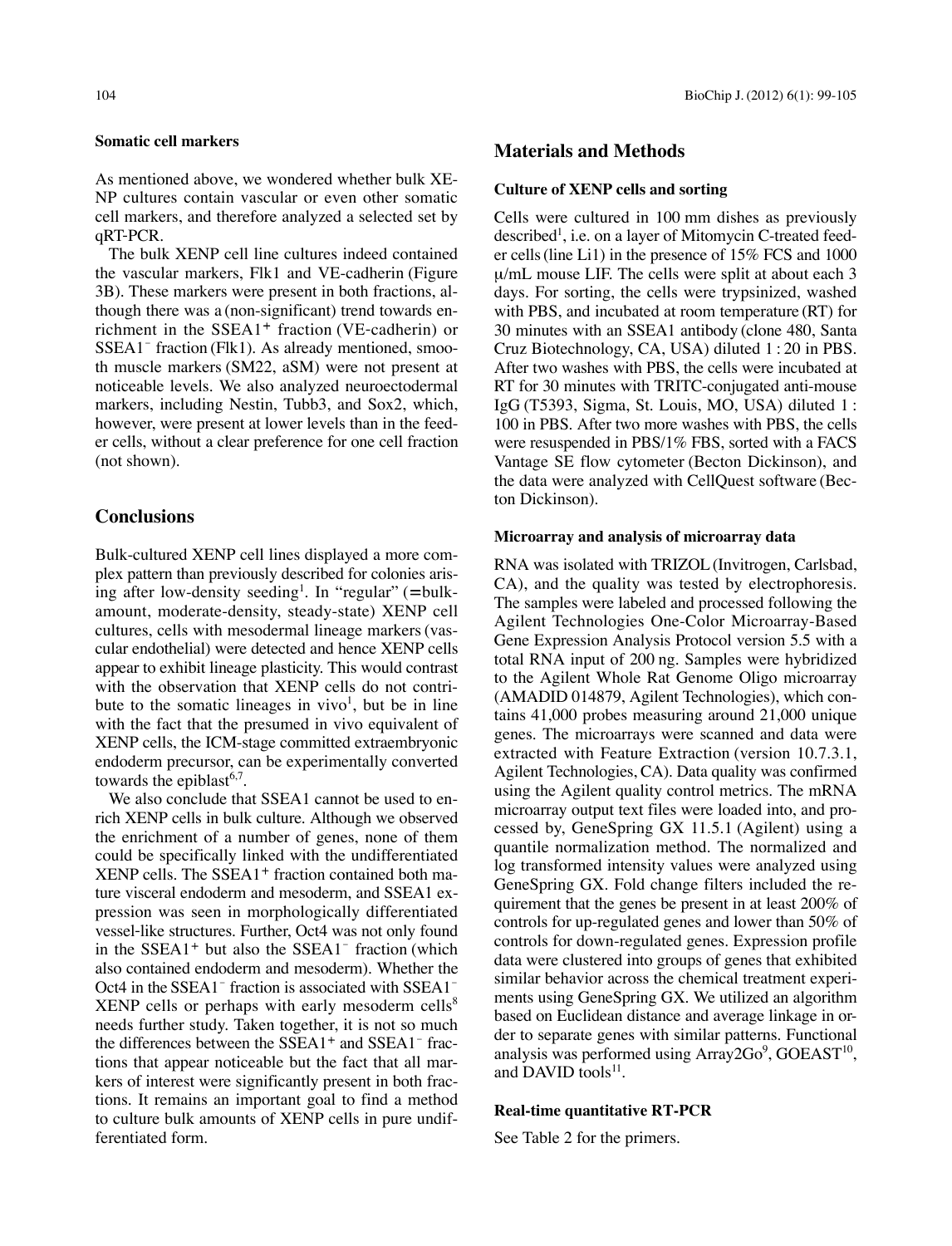### Somatic cell markers

As mentioned above, we wondered whether bulk XENP cultures contain vascular or even other somatic cell markers, and therefore analyzed a selected set by qRT-PCR.

The bulk XENP cell line cultures indeed contained the vascular markers, Flk1 and VE-cadherin (Figure 3B). These markers were present in both fractions, although there was a (non-significant) trend towards enrichment in the SSEA1$^+$ fraction (VE-cadherin) or SSEA1$^-$ fraction (Flk1). As already mentioned, smooth muscle markers (SM22, aSM) were not present at noticeable levels. We also analyzed neuroectodermal markers, including Nestin, Tubb3, and Sox2, which, however, were present at lower levels than in the feeder cells, without a clear preference for one cell fraction (not shown).

## Conclusions

Bulk-cultured XENP cell lines displayed a more complex pattern than previously described for colonies arising after low-density seeding[1]. In "regular" (=bulk-amount, moderate-density, steady-state) XENP cell cultures, cells with mesodermal lineage markers (vascular endothelial) were detected and hence XENP cells appear to exhibit lineage plasticity. This would contrast with the observation that XENP cells do not contribute to the somatic lineages in vivo[1], but be in line with the fact that the presumed in vivo equivalent of XENP cells, the ICM-stage committed extraembryonic endoderm precursor, can be experimentally converted towards the epiblast[6,7].

We also conclude that SSEA1 cannot be used to enrich XENP cells in bulk culture. Although we observed the enrichment of a number of genes, none of them could be specifically linked with the undifferentiated XENP cells. The SSEA1$^+$ fraction contained both mature visceral endoderm and mesoderm, and SSEA1 expression was seen in morphologically differentiated vessel-like structures. Further, Oct4 was not only found in the SSEA1$^+$ but also the SSEA1$^-$ fraction (which also contained endoderm and mesoderm). Whether the Oct4 in the SSEA1$^-$ fraction is associated with SSEA1$^-$ XENP cells or perhaps with early mesoderm cells[8] needs further study. Taken together, it is not so much the differences between the SSEA1$^+$ and SSEA1$^-$ fractions that appear noticeable but the fact that all markers of interest were significantly present in both fractions. It remains an important goal to find a method to culture bulk amounts of XENP cells in pure undifferentiated form.

## Materials and Methods

### Culture of XENP cells and sorting

Cells were cultured in 100 mm dishes as previously described[1], i.e. on a layer of Mitomycin C-treated feeder cells (line Li1) in the presence of 15% FCS and 1000 μ/mL mouse LIF. The cells were split at about each 3 days. For sorting, the cells were trypsinized, washed with PBS, and incubated at room temperature (RT) for 30 minutes with an SSEA1 antibody (clone 480, Santa Cruz Biotechnology, CA, USA) diluted 1 : 20 in PBS. After two washes with PBS, the cells were incubated at RT for 30 minutes with TRITC-conjugated anti-mouse IgG (T5393, Sigma, St. Louis, MO, USA) diluted 1 : 100 in PBS. After two more washes with PBS, the cells were resuspended in PBS/1% FBS, sorted with a FACS Vantage SE flow cytometer (Becton Dickinson), and the data were analyzed with CellQuest software (Becton Dickinson).

### Microarray and analysis of microarray data

RNA was isolated with TRIZOL (Invitrogen, Carlsbad, CA), and the quality was tested by electrophoresis. The samples were labeled and processed following the Agilent Technologies One-Color Microarray-Based Gene Expression Analysis Protocol version 5.5 with a total RNA input of 200 ng. Samples were hybridized to the Agilent Whole Rat Genome Oligo microarray (AMADID 014879, Agilent Technologies), which contains 41,000 probes measuring around 21,000 unique genes. The microarrays were scanned and data were extracted with Feature Extraction (version 10.7.3.1, Agilent Technologies, CA). Data quality was confirmed using the Agilent quality control metrics. The mRNA microarray output text files were loaded into, and processed by, GeneSpring GX 11.5.1 (Agilent) using a quantile normalization method. The normalized and log transformed intensity values were analyzed using GeneSpring GX. Fold change filters included the requirement that the genes be present in at least 200% of controls for up-regulated genes and lower than 50% of controls for down-regulated genes. Expression profile data were clustered into groups of genes that exhibited similar behavior across the chemical treatment experiments using GeneSpring GX. We utilized an algorithm based on Euclidean distance and average linkage in order to separate genes with similar patterns. Functional analysis was performed using Array2Go[9], GOEAST[10], and DAVID tools[11].

### Real-time quantitative RT-PCR

See Table 2 for the primers.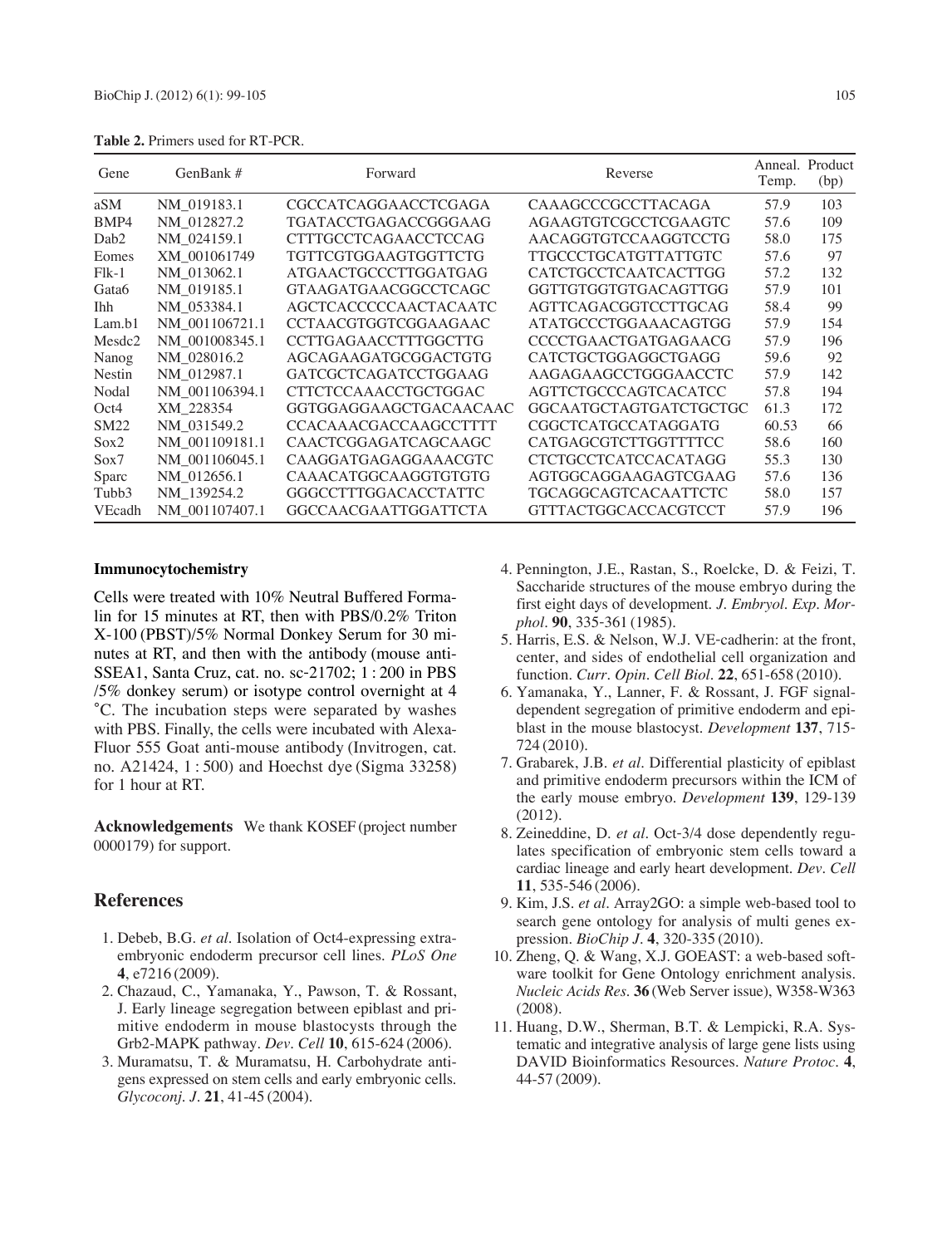**Table 2.** Primers used for RT-PCR.

| Gene | GenBank # | Forward | Reverse | Anneal. Temp. | Product (bp) |
|---|---|---|---|---|---|
| aSM | NM_019183.1 | CGCCATCAGGAACCTCGAGA | CAAAGCCCGCCTTACAGA | 57.9 | 103 |
| BMP4 | NM_012827.2 | TGATACCTGAGACCGGGAAG | AGAAGTGTCGCCTCGAAGTC | 57.6 | 109 |
| Dab2 | NM_024159.1 | CTTTGCCTCAGAACCTCCAG | AACAGGTGTCCAAGGTCCTG | 58.0 | 175 |
| Eomes | XM_001061749 | TGTTCGTGGAAGTGGTTCTG | TTGCCCTGCATGTTATTGTC | 57.6 | 97 |
| Flk-1 | NM_013062.1 | ATGAACTGCCCTTGGATGAG | CATCTGCCTCAATCACTTGG | 57.2 | 132 |
| Gata6 | NM_019185.1 | GTAAGATGAACGGCCTCAGC | GGTTGTGGTGTGACAGTTGG | 57.9 | 101 |
| Ihh | NM_053384.1 | AGCTCACCCCCAACTACAATC | AGTTCAGACGGTCCTTGCAG | 58.4 | 99 |
| Lam.b1 | NM_001106721.1 | CCTAACGTGGTCGGAAGAAC | ATATGCCCTGGAAACAGTGG | 57.9 | 154 |
| Mesdc2 | NM_001008345.1 | CCTTGAGAACCTTTGGCTTG | CCCCTGAACTGATGAGAACG | 57.9 | 196 |
| Nanog | NM_028016.2 | AGCAGAAGATGCGGACTGTG | CATCTGCTGGAGGCTGAGG | 59.6 | 92 |
| Nestin | NM_012987.1 | GATCGCTCAGATCCTGGAAG | AAGAGAAGCCTGGGAACCTC | 57.9 | 142 |
| Nodal | NM_001106394.1 | CTTCTCCAAACCTGCTGGAC | AGTTCTGCCCAGTCACATCC | 57.8 | 194 |
| Oct4 | XM_228354 | GGTGGAGGAAGCTGACAACAAC | GGCAATGCTAGTGATCTGCTGC | 61.3 | 172 |
| SM22 | NM_031549.2 | CCACAAACGACCAAGCCTTTT | CGGCTCATGCCATAGGATG | 60.53 | 66 |
| Sox2 | NM_001109181.1 | CAACTCGGAGATCAGCAAGC | CATGAGCGTCTTGGTTTTCC | 58.6 | 160 |
| Sox7 | NM_001106045.1 | CAAGGATGAGAGGAAACGTC | CTCTGCCTCATCCACATAGG | 55.3 | 130 |
| Sparc | NM_012656.1 | CAAACATGGCAAGGTGTGTG | AGTGGCAGGAAGAGTCGAAG | 57.6 | 136 |
| Tubb3 | NM_139254.2 | GGGCCTTTGGACACCTATTC | TGCAGGCAGTCACAATTCTC | 58.0 | 157 |
| VEcadh | NM_001107407.1 | GGCCAACGAATTGGATTCTA | GTTTACTGGCACCACGTCCT | 57.9 | 196 |

**Immunocytochemistry**

Cells were treated with 10% Neutral Buffered Formalin for 15 minutes at RT, then with PBS/0.2% Triton X-100 (PBST)/5% Normal Donkey Serum for 30 minutes at RT, and then with the antibody (mouse anti-SSEA1, Santa Cruz, cat. no. sc-21702; 1 : 200 in PBS /5% donkey serum) or isotype control overnight at 4 °C. The incubation steps were separated by washes with PBS. Finally, the cells were incubated with Alexa-Fluor 555 Goat anti-mouse antibody (Invitrogen, cat. no. A21424, 1 : 500) and Hoechst dye (Sigma 33258) for 1 hour at RT.

**Acknowledgements** We thank KOSEF (project number 0000179) for support.

## References

1. Debeb, B.G. *et al*. Isolation of Oct4-expressing extraembryonic endoderm precursor cell lines. *PLoS One* **4**, e7216 (2009).
2. Chazaud, C., Yamanaka, Y., Pawson, T. & Rossant, J. Early lineage segregation between epiblast and primitive endoderm in mouse blastocysts through the Grb2-MAPK pathway. *Dev. Cell* **10**, 615-624 (2006).
3. Muramatsu, T. & Muramatsu, H. Carbohydrate antigens expressed on stem cells and early embryonic cells. *Glycoconj. J.* **21**, 41-45 (2004).
4. Pennington, J.E., Rastan, S., Roelcke, D. & Feizi, T. Saccharide structures of the mouse embryo during the first eight days of development. *J. Embryol. Exp. Morphol.* **90**, 335-361 (1985).
5. Harris, E.S. & Nelson, W.J. VE-cadherin: at the front, center, and sides of endothelial cell organization and function. *Curr. Opin. Cell Biol.* **22**, 651-658 (2010).
6. Yamanaka, Y., Lanner, F. & Rossant, J. FGF signal-dependent segregation of primitive endoderm and epiblast in the mouse blastocyst. *Development* **137**, 715-724 (2010).
7. Grabarek, J.B. *et al*. Differential plasticity of epiblast and primitive endoderm precursors within the ICM of the early mouse embryo. *Development* **139**, 129-139 (2012).
8. Zeineddine, D. *et al*. Oct-3/4 dose dependently regulates specification of embryonic stem cells toward a cardiac lineage and early heart development. *Dev. Cell* **11**, 535-546 (2006).
9. Kim, J.S. *et al*. Array2GO: a simple web-based tool to search gene ontology for analysis of multi genes expression. *BioChip J.* **4**, 320-335 (2010).
10. Zheng, Q. & Wang, X.J. GOEAST: a web-based software toolkit for Gene Ontology enrichment analysis. *Nucleic Acids Res.* **36** (Web Server issue), W358-W363 (2008).
11. Huang, D.W., Sherman, B.T. & Lempicki, R.A. Systematic and integrative analysis of large gene lists using DAVID Bioinformatics Resources. *Nature Protoc.* **4**, 44-57 (2009).